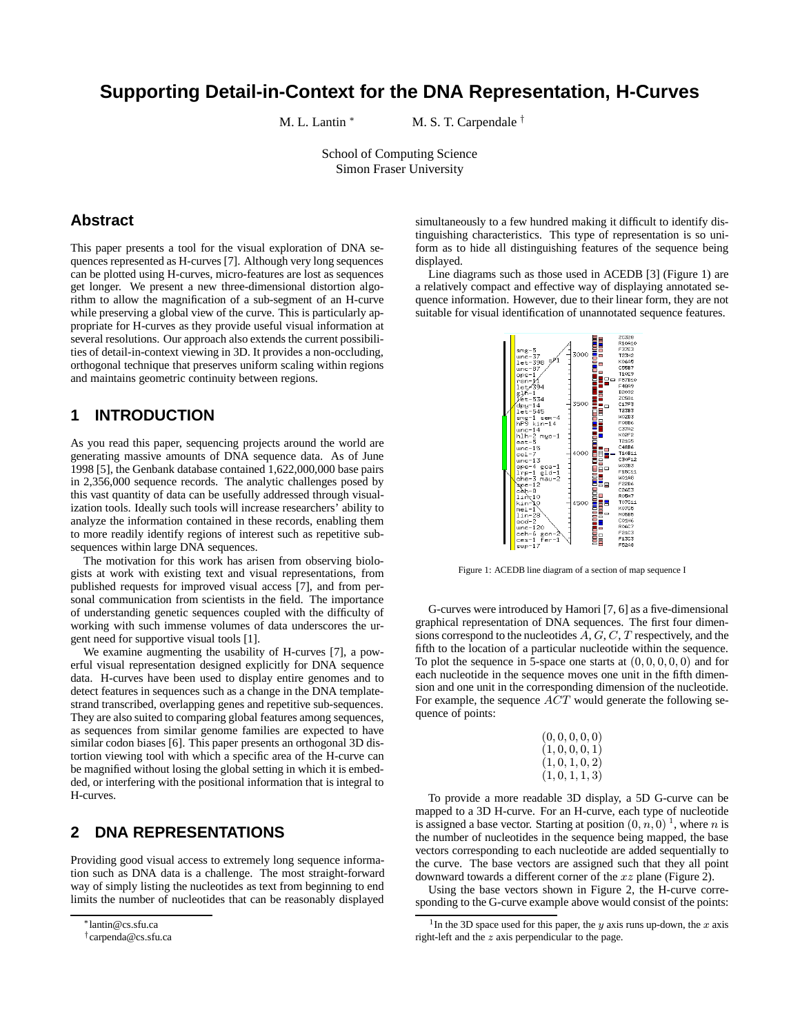# Supporting Detail-in-Context for the DNA Representation, H-Curves

M. L. Lantin [*]　　M. S. T. Carpendale [†]

School of Computing Science
Simon Fraser University

## Abstract

This paper presents a tool for the visual exploration of DNA sequences represented as H-curves [7]. Although very long sequences can be plotted using H-curves, micro-features are lost as sequences get longer. We present a new three-dimensional distortion algorithm to allow the magnification of a sub-segment of an H-curve while preserving a global view of the curve. This is particularly appropriate for H-curves as they provide useful visual information at several resolutions. Our approach also extends the current possibilities of detail-in-context viewing in 3D. It provides a non-occluding, orthogonal technique that preserves uniform scaling within regions and maintains geometric continuity between regions.

## 1 INTRODUCTION

As you read this paper, sequencing projects around the world are generating massive amounts of DNA sequence data. As of June 1998 [5], the Genbank database contained 1,622,000,000 base pairs in 2,356,000 sequence records. The analytic challenges posed by this vast quantity of data can be usefully addressed through visualization tools. Ideally such tools will increase researchers' ability to analyze the information contained in these records, enabling them to more readily identify regions of interest such as repetitive subsequences within large DNA sequences.

The motivation for this work has arisen from observing biologists at work with existing text and visual representations, from published requests for improved visual access [7], and from personal communication from scientists in the field. The importance of understanding genetic sequences coupled with the difficulty of working with such immense volumes of data underscores the urgent need for supportive visual tools [1].

We examine augmenting the usability of H-curves [7], a powerful visual representation designed explicitly for DNA sequence data. H-curves have been used to display entire genomes and to detect features in sequences such as a change in the DNA template-strand transcribed, overlapping genes and repetitive sub-sequences. They are also suited to comparing global features among sequences, as sequences from similar genome families are expected to have similar codon biases [6]. This paper presents an orthogonal 3D distortion viewing tool with which a specific area of the H-curve can be magnified without losing the global setting in which it is embedded, or interfering with the positional information that is integral to H-curves.

## 2 DNA REPRESENTATIONS

Providing good visual access to extremely long sequence information such as DNA data is a challenge. The most straight-forward way of simply listing the nucleotides as text from beginning to end limits the number of nucleotides that can be reasonably displayed simultaneously to a few hundred making it difficult to identify distinguishing characteristics. This type of representation is so uniform as to hide all distinguishing features of the sequence being displayed.

Line diagrams such as those used in ACEDB [3] (Figure 1) are a relatively compact and effective way of displaying annotated sequence information. However, due to their linear form, they are not suitable for visual identification of unannotated sequence features.

Figure 1: ACEDB line diagram of a section of map sequence I

G-curves were introduced by Hamori [7, 6] as a five-dimensional graphical representation of DNA sequences. The first four dimensions correspond to the nucleotides $A, G, C, T$ respectively, and the fifth to the location of a particular nucleotide within the sequence. To plot the sequence in 5-space one starts at $(0, 0, 0, 0, 0)$ and for each nucleotide in the sequence moves one unit in the fifth dimension and one unit in the corresponding dimension of the nucleotide. For example, the sequence $ACT$ would generate the following sequence of points:

$$
\begin{array}{c}
(0, 0, 0, 0, 0) \\
(1, 0, 0, 0, 1) \\
(1, 0, 1, 0, 2) \\
(1, 0, 1, 1, 3)
\end{array}
$$

To provide a more readable 3D display, a 5D G-curve can be mapped to a 3D H-curve. For an H-curve, each type of nucleotide is assigned a base vector. Starting at position $(0, n, 0)$ [1], where $n$ is the number of nucleotides in the sequence being mapped, the base vectors corresponding to each nucleotide are added sequentially to the curve. The base vectors are assigned such that they all point downward towards a different corner of the $xz$ plane (Figure 2).

Using the base vectors shown in Figure 2, the H-curve corresponding to the G-curve example above would consist of the points:

[*] lantin@cs.sfu.ca

[†] carpenda@cs.sfu.ca

[1] In the 3D space used for this paper, the $y$ axis runs up-down, the $x$ axis right-left and the $z$ axis perpendicular to the page.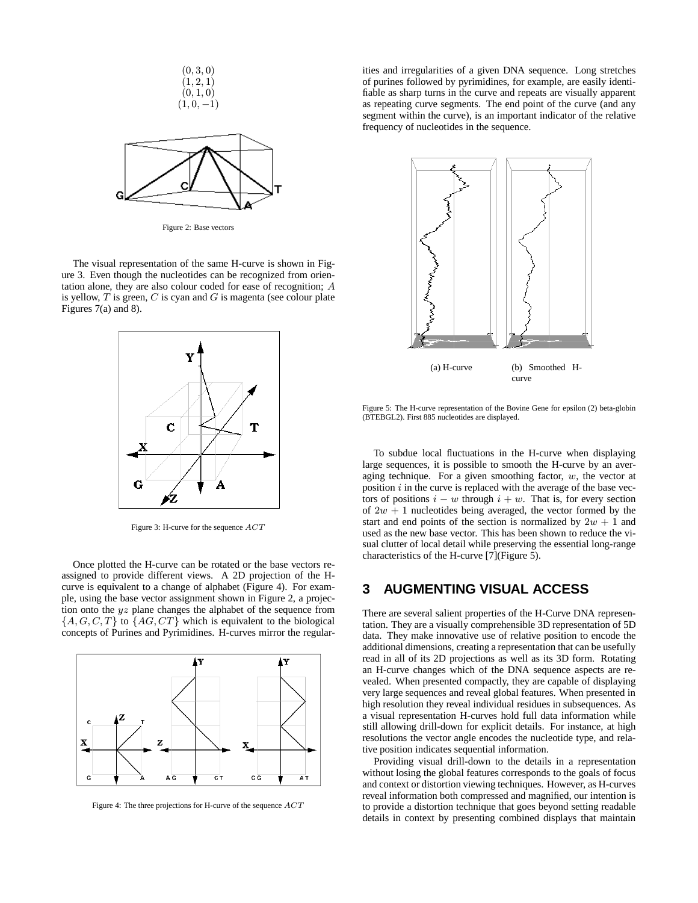$(0, 3, 0)$
$(1, 2, 1)$
$(0, 1, 0)$
$(1, 0, -1)$

Figure 2: Base vectors

The visual representation of the same H-curve is shown in Figure 3. Even though the nucleotides can be recognized from orientation alone, they are also colour coded for ease of recognition; $A$ is yellow, $T$ is green, $C$ is cyan and $G$ is magenta (see colour plate Figures 7(a) and 8).

Figure 3: H-curve for the sequence $ACT$

Once plotted the H-curve can be rotated or the base vectors reassigned to provide different views. A 2D projection of the H-curve is equivalent to a change of alphabet (Figure 4). For example, using the base vector assignment shown in Figure 2, a projection onto the $yz$ plane changes the alphabet of the sequence from $\{A, G, C, T\}$ to $\{AG, CT\}$ which is equivalent to the biological concepts of Purines and Pyrimidines. H-curves mirror the regularities and irregularities of a given DNA sequence. Long stretches of purines followed by pyrimidines, for example, are easily identifiable as sharp turns in the curve and repeats are visually apparent as repeating curve segments. The end point of the curve (and any segment within the curve), is an important indicator of the relative frequency of nucleotides in the sequence.

Figure 4: The three projections for H-curve of the sequence $ACT$

(a) H-curve (b) Smoothed H-curve

Figure 5: The H-curve representation of the Bovine Gene for epsilon (2) beta-globin (BTEBGL2). First 885 nucleotides are displayed.

To subdue local fluctuations in the H-curve when displaying large sequences, it is possible to smooth the H-curve by an averaging technique. For a given smoothing factor, $w$, the vector at position $i$ in the curve is replaced with the average of the base vectors of positions $i - w$ through $i + w$. That is, for every section of $2w + 1$ nucleotides being averaged, the vector formed by the start and end points of the section is normalized by $2w + 1$ and used as the new base vector. This has been shown to reduce the visual clutter of local detail while preserving the essential long-range characteristics of the H-curve [7](Figure 5).

## 3 AUGMENTING VISUAL ACCESS

There are several salient properties of the H-Curve DNA representation. They are a visually comprehensible 3D representation of 5D data. They make innovative use of relative position to encode the additional dimensions, creating a representation that can be usefully read in all of its 2D projections as well as its 3D form. Rotating an H-curve changes which of the DNA sequence aspects are revealed. When presented compactly, they are capable of displaying very large sequences and reveal global features. When presented in high resolution they reveal individual residues in subsequences. As a visual representation H-curves hold full data information while still allowing drill-down for explicit details. For instance, at high resolutions the vector angle encodes the nucleotide type, and relative position indicates sequential information.

Providing visual drill-down to the details in a representation without losing the global features corresponds to the goals of focus and context or distortion viewing techniques. However, as H-curves reveal information both compressed and magnified, our intention is to provide a distortion technique that goes beyond setting readable details in context by presenting combined displays that maintain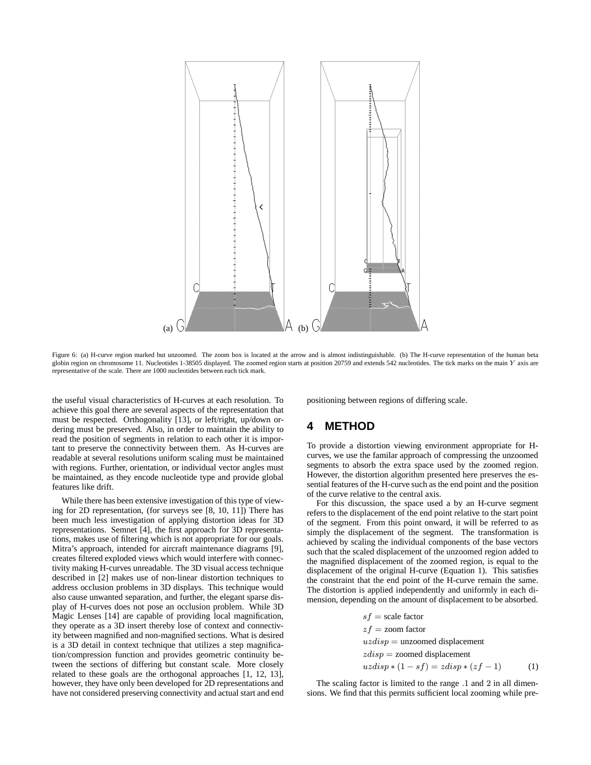Figure 6: (a) H-curve region marked but unzoomed. The zoom box is located at the arrow and is almost indistinguishable. (b) The H-curve representation of the human beta globin region on chromosome 11. Nucleotides 1-38505 displayed. The zoomed region starts at position 20759 and extends 542 nucleotides. The tick marks on the main $Y$ axis are representative of the scale. There are 1000 nucleotides between each tick mark.

the useful visual characteristics of H-curves at each resolution. To achieve this goal there are several aspects of the representation that must be respected. Orthogonality [13], or left/right, up/down ordering must be preserved. Also, in order to maintain the ability to read the position of segments in relation to each other it is important to preserve the connectivity between them. As H-curves are readable at several resolutions uniform scaling must be maintained with regions. Further, orientation, or individual vector angles must be maintained, as they encode nucleotide type and provide global features like drift.

While there has been extensive investigation of this type of viewing for 2D representation, (for surveys see [8, 10, 11]) There has been much less investigation of applying distortion ideas for 3D representations. Semnet [4], the first approach for 3D representations, makes use of filtering which is not appropriate for our goals. Mitra's approach, intended for aircraft maintenance diagrams [9], creates filtered exploded views which would interfere with connectivity making H-curves unreadable. The 3D visual access technique described in [2] makes use of non-linear distortion techniques to address occlusion problems in 3D displays. This technique would also cause unwanted separation, and further, the elegant sparse display of H-curves does not pose an occlusion problem. While 3D Magic Lenses [14] are capable of providing local magnification, they operate as a 3D insert thereby lose of context and connectivity between magnified and non-magnified sections. What is desired is a 3D detail in context technique that utilizes a step magnification/compression function and provides geometric continuity between the sections of differing but constant scale. More closely related to these goals are the orthogonal approaches [1, 12, 13], however, they have only been developed for 2D representations and have not considered preserving connectivity and actual start and end positioning between regions of differing scale.

## 4 METHOD

To provide a distortion viewing environment appropriate for H-curves, we use the familar approach of compressing the unzoomed segments to absorb the extra space used by the zoomed region. However, the distortion algorithm presented here preserves the essential features of the H-curve such as the end point and the position of the curve relative to the central axis.

For this discussion, the space used a by an H-curve segment refers to the displacement of the end point relative to the start point of the segment. From this point onward, it will be referred to as simply the displacement of the segment. The transformation is achieved by scaling the individual components of the base vectors such that the scaled displacement of the unzoomed region added to the magnified displacement of the zoomed region, is equal to the displacement of the original H-curve (Equation 1). This satisfies the constraint that the end point of the H-curve remain the same. The distortion is applied independently and uniformly in each dimension, depending on the amount of displacement to be absorbed.

$$
\begin{aligned}
sf &= \text{scale factor} \\
zf &= \text{zoom factor} \\
uzdisp &= \text{unzoomed displacement} \\
zdisp &= \text{zoomed displacement} \\
uzdisp * (1 - sf) &= zdisp * (zf - 1) \qquad (1)
\end{aligned}
$$

The scaling factor is limited to the range .1 and 2 in all dimensions. We find that this permits sufficient local zooming while pre-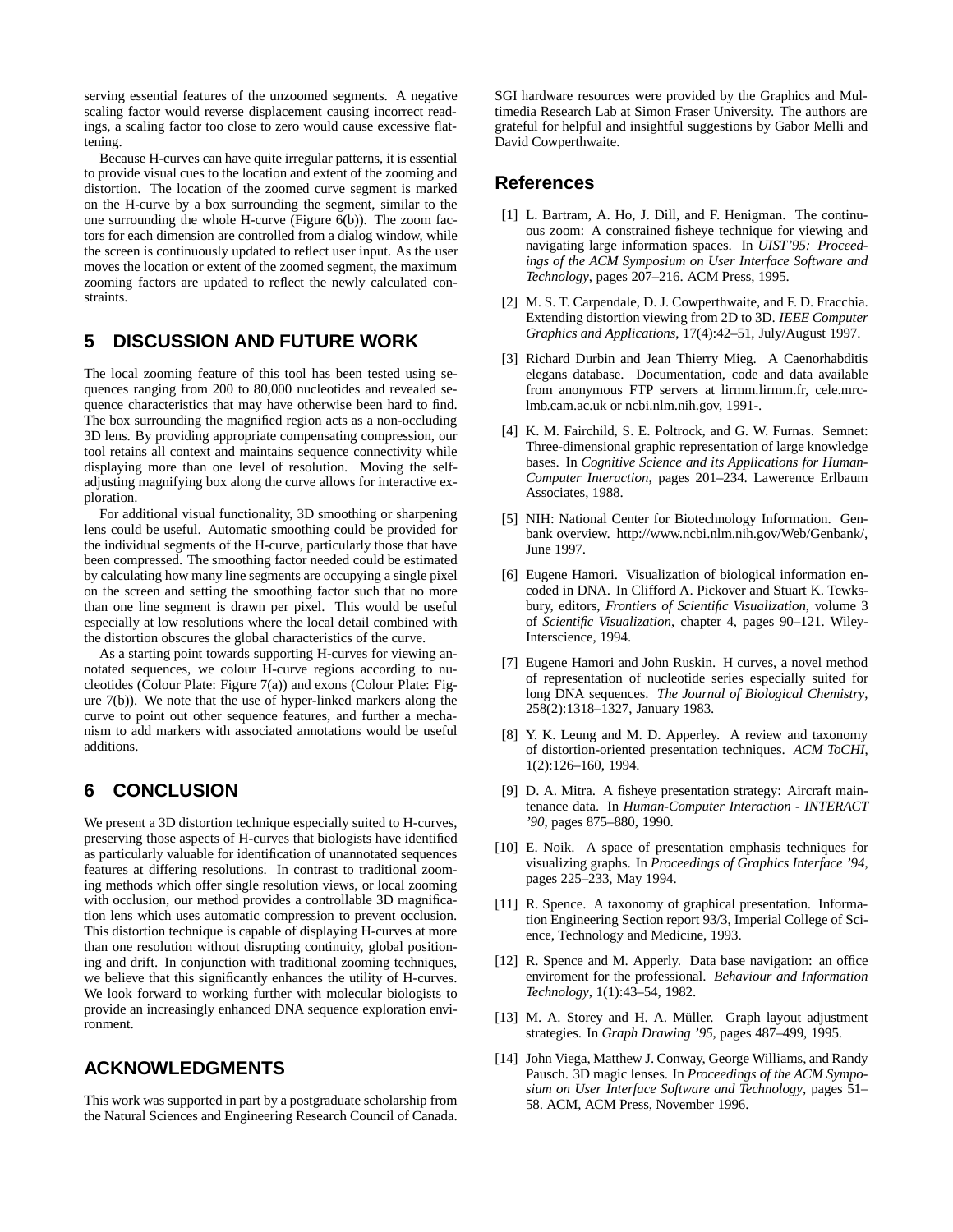serving essential features of the unzoomed segments. A negative scaling factor would reverse displacement causing incorrect readings, a scaling factor too close to zero would cause excessive flattening.

Because H-curves can have quite irregular patterns, it is essential to provide visual cues to the location and extent of the zooming and distortion. The location of the zoomed curve segment is marked on the H-curve by a box surrounding the segment, similar to the one surrounding the whole H-curve (Figure 6(b)). The zoom factors for each dimension are controlled from a dialog window, while the screen is continuously updated to reflect user input. As the user moves the location or extent of the zoomed segment, the maximum zooming factors are updated to reflect the newly calculated constraints.

## 5 DISCUSSION AND FUTURE WORK

The local zooming feature of this tool has been tested using sequences ranging from 200 to 80,000 nucleotides and revealed sequence characteristics that may have otherwise been hard to find. The box surrounding the magnified region acts as a non-occluding 3D lens. By providing appropriate compensating compression, our tool retains all context and maintains sequence connectivity while displaying more than one level of resolution. Moving the self-adjusting magnifying box along the curve allows for interactive exploration.

For additional visual functionality, 3D smoothing or sharpening lens could be useful. Automatic smoothing could be provided for the individual segments of the H-curve, particularly those that have been compressed. The smoothing factor needed could be estimated by calculating how many line segments are occupying a single pixel on the screen and setting the smoothing factor such that no more than one line segment is drawn per pixel. This would be useful especially at low resolutions where the local detail combined with the distortion obscures the global characteristics of the curve.

As a starting point towards supporting H-curves for viewing annotated sequences, we colour H-curve regions according to nucleotides (Colour Plate: Figure 7(a)) and exons (Colour Plate: Figure 7(b)). We note that the use of hyper-linked markers along the curve to point out other sequence features, and further a mechanism to add markers with associated annotations would be useful additions.

## 6 CONCLUSION

We present a 3D distortion technique especially suited to H-curves, preserving those aspects of H-curves that biologists have identified as particularly valuable for identification of unannotated sequences features at differing resolutions. In contrast to traditional zooming methods which offer single resolution views, or local zooming with occlusion, our method provides a controllable 3D magnification lens which uses automatic compression to prevent occlusion. This distortion technique is capable of displaying H-curves at more than one resolution without disrupting continuity, global positioning and drift. In conjunction with traditional zooming techniques, we believe that this significantly enhances the utility of H-curves. We look forward to working further with molecular biologists to provide an increasingly enhanced DNA sequence exploration environment.

## ACKNOWLEDGMENTS

This work was supported in part by a postgraduate scholarship from the Natural Sciences and Engineering Research Council of Canada. SGI hardware resources were provided by the Graphics and Multimedia Research Lab at Simon Fraser University. The authors are grateful for helpful and insightful suggestions by Gabor Melli and David Cowperthwaite.

## References

[1] L. Bartram, A. Ho, J. Dill, and F. Henigman. The continuous zoom: A constrained fisheye technique for viewing and navigating large information spaces. In *UIST'95: Proceedings of the ACM Symposium on User Interface Software and Technology*, pages 207–216. ACM Press, 1995.

[2] M. S. T. Carpendale, D. J. Cowperthwaite, and F. D. Fracchia. Extending distortion viewing from 2D to 3D. *IEEE Computer Graphics and Applications*, 17(4):42–51, July/August 1997.

[3] Richard Durbin and Jean Thierry Mieg. A Caenorhabditis elegans database. Documentation, code and data available from anonymous FTP servers at lirmm.lirmm.fr, cele.mrc-lmb.cam.ac.uk or ncbi.nlm.nih.gov, 1991-.

[4] K. M. Fairchild, S. E. Poltrock, and G. W. Furnas. Semnet: Three-dimensional graphic representation of large knowledge bases. In *Cognitive Science and its Applications for Human-Computer Interaction*, pages 201–234. Lawerence Erlbaum Associates, 1988.

[5] NIH: National Center for Biotechnology Information. Genbank overview. http://www.ncbi.nlm.nih.gov/Web/Genbank/, June 1997.

[6] Eugene Hamori. Visualization of biological information encoded in DNA. In Clifford A. Pickover and Stuart K. Tewksbury, editors, *Frontiers of Scientific Visualization*, volume 3 of *Scientific Visualization*, chapter 4, pages 90–121. Wiley-Interscience, 1994.

[7] Eugene Hamori and John Ruskin. H curves, a novel method of representation of nucleotide series especially suited for long DNA sequences. *The Journal of Biological Chemistry*, 258(2):1318–1327, January 1983.

[8] Y. K. Leung and M. D. Apperley. A review and taxonomy of distortion-oriented presentation techniques. *ACM ToCHI*, 1(2):126–160, 1994.

[9] D. A. Mitra. A fisheye presentation strategy: Aircraft maintenance data. In *Human-Computer Interaction - INTERACT '90*, pages 875–880, 1990.

[10] E. Noik. A space of presentation emphasis techniques for visualizing graphs. In *Proceedings of Graphics Interface '94*, pages 225–233, May 1994.

[11] R. Spence. A taxonomy of graphical presentation. Information Engineering Section report 93/3, Imperial College of Science, Technology and Medicine, 1993.

[12] R. Spence and M. Apperly. Data base navigation: an office enviroment for the professional. *Behaviour and Information Technology*, 1(1):43–54, 1982.

[13] M. A. Storey and H. A. Müller. Graph layout adjustment strategies. In *Graph Drawing '95*, pages 487–499, 1995.

[14] John Viega, Matthew J. Conway, George Williams, and Randy Pausch. 3D magic lenses. In *Proceedings of the ACM Symposium on User Interface Software and Technology*, pages 51–58. ACM, ACM Press, November 1996.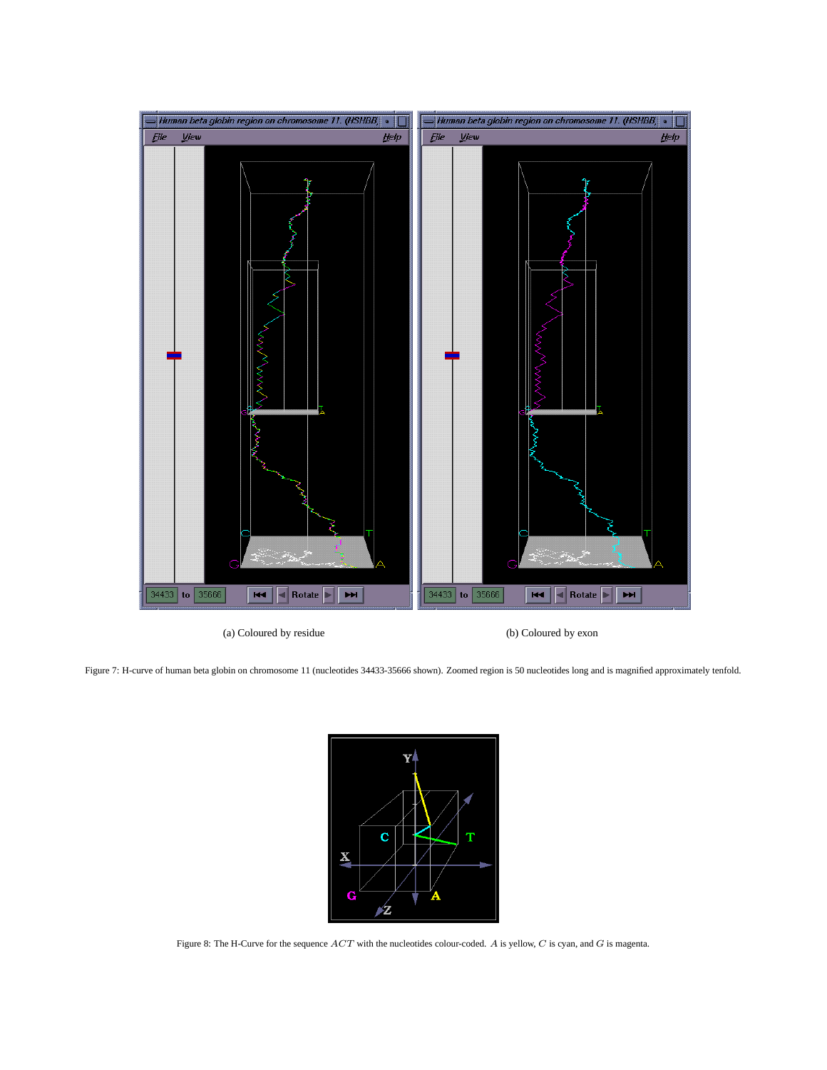(a) Coloured by residue

(b) Coloured by exon

Figure 7: H-curve of human beta globin on chromosome 11 (nucleotides 34433-35666 shown). Zoomed region is 50 nucleotides long and is magnified approximately tenfold.

Figure 8: The H-Curve for the sequence $ACT$ with the nucleotides colour-coded. $A$ is yellow, $C$ is cyan, and $G$ is magenta.